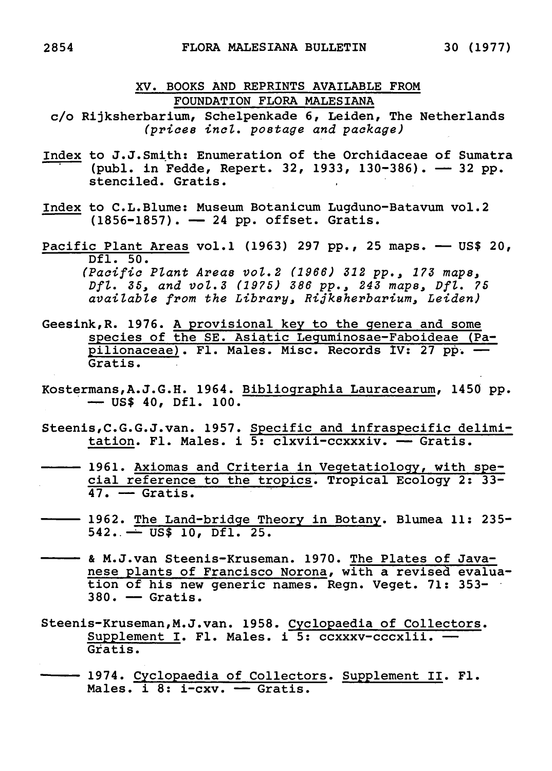## XV. BOOKS AND REPRINTS AVAILABLE FROM FOUNDATION FLORA MALESIANA

c/o Rijksherbarium, Schelpenkade 6, Leiden, The Netherlands
*(prices incl. postage and package)*

Index to J.J.Smith: Enumeration of the Orchidaceae of Sumatra (publ. in Fedde, Repert. 32, 1933, 130-386). — 32 pp. stenciled. Gratis.

Index to C.L.Blume: Museum Botanicum Lugduno-Batavum vol.2 (1856-1857). — 24 pp. offset. Gratis.

Pacific Plant Areas vol.1 (1963) 297 pp., 25 maps. — US$ 20, Dfl. 50.
*(Pacific Plant Areas vol.2 (1966) 312 pp., 173 maps, Dfl. 35, and vol.3 (1975) 386 pp., 243 maps, Dfl. 75 available from the Library, Rijksherbarium, Leiden)*

Geesink,R. 1976. A provisional key to the genera and some species of the SE. Asiatic Leguminosae-Faboideae (Papilionaceae). Fl. Males. Misc. Records IV: 27 pp. — Gratis.

Kostermans,A.J.G.H. 1964. Bibliographia Lauracearum, 1450 pp. — US$ 40, Dfl. 100.

Steenis,C.G.G.J.van. 1957. Specific and infraspecific delimitation. Fl. Males. i 5: clxvii-ccxxxiv. — Gratis.

——— 1961. Axiomas and Criteria in Vegetatiology, with special reference to the tropics. Tropical Ecology 2: 33-47. — Gratis.

——— 1962. The Land-bridge Theory in Botany. Blumea 11: 235-542. — US$ 10, Dfl. 25.

——— & M.J.van Steenis-Kruseman. 1970. The Plates of Javanese plants of Francisco Norona, with a revised evaluation of his new generic names. Regn. Veget. 71: 353-380. — Gratis.

Steenis-Kruseman,M.J.van. 1958. Cyclopaedia of Collectors. Supplement I. Fl. Males. i 5: ccxxxv-cccxlii. — Gratis.

——— 1974. Cyclopaedia of Collectors. Supplement II. Fl. Males. i 8: i-cxv. — Gratis.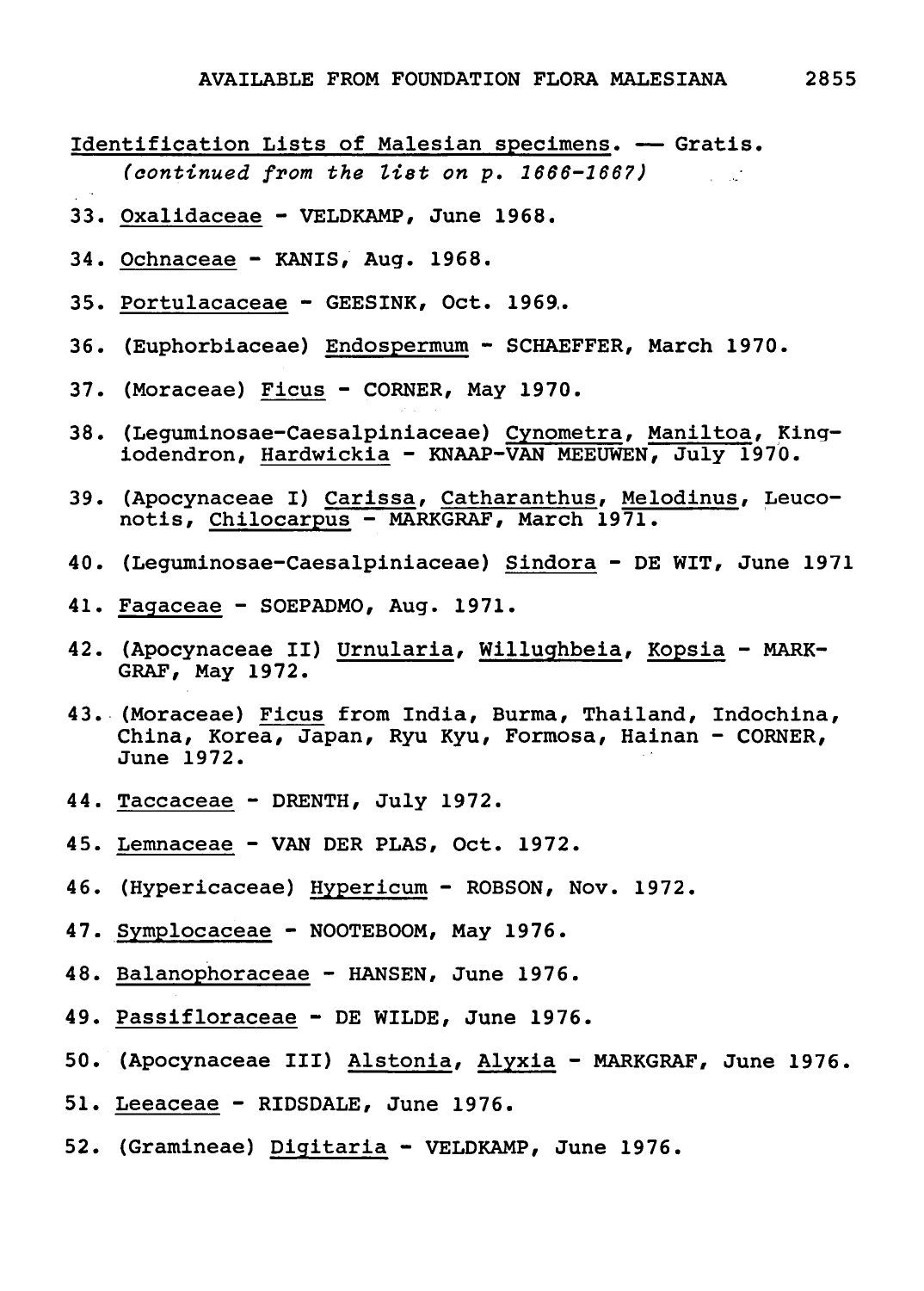Identification Lists of Malesian specimens. — Gratis.
*(continued from the list on p. 1666-1667)*

33. Oxalidaceae - VELDKAMP, June 1968.

34. Ochnaceae - KANIS, Aug. 1968.

35. Portulacaceae - GEESINK, Oct. 1969.

36. (Euphorbiaceae) Endospermum - SCHAEFFER, March 1970.

37. (Moraceae) Ficus - CORNER, May 1970.

38. (Leguminosae-Caesalpiniaceae) Cynometra, Maniltoa, Kingiodendron, Hardwickia - KNAAP-VAN MEEUWEN, July 1970.

39. (Apocynaceae I) Carissa, Catharanthus, Melodinus, Leuconotis, Chilocarpus - MARKGRAF, March 1971.

40. (Leguminosae-Caesalpiniaceae) Sindora - DE WIT, June 1971

41. Fagaceae - SOEPADMO, Aug. 1971.

42. (Apocynaceae II) Urnularia, Willughbeia, Kopsia - MARKGRAF, May 1972.

43. (Moraceae) Ficus from India, Burma, Thailand, Indochina, China, Korea, Japan, Ryu Kyu, Formosa, Hainan - CORNER, June 1972.

44. Taccaceae - DRENTH, July 1972.

45. Lemnaceae - VAN DER PLAS, Oct. 1972.

46. (Hypericaceae) Hypericum - ROBSON, Nov. 1972.

47. Symplocaceae - NOOTEBOOM, May 1976.

48. Balanophoraceae - HANSEN, June 1976.

49. Passifloraceae - DE WILDE, June 1976.

50. (Apocynaceae III) Alstonia, Alyxia - MARKGRAF, June 1976.

51. Leeaceae - RIDSDALE, June 1976.

52. (Gramineae) Digitaria - VELDKAMP, June 1976.